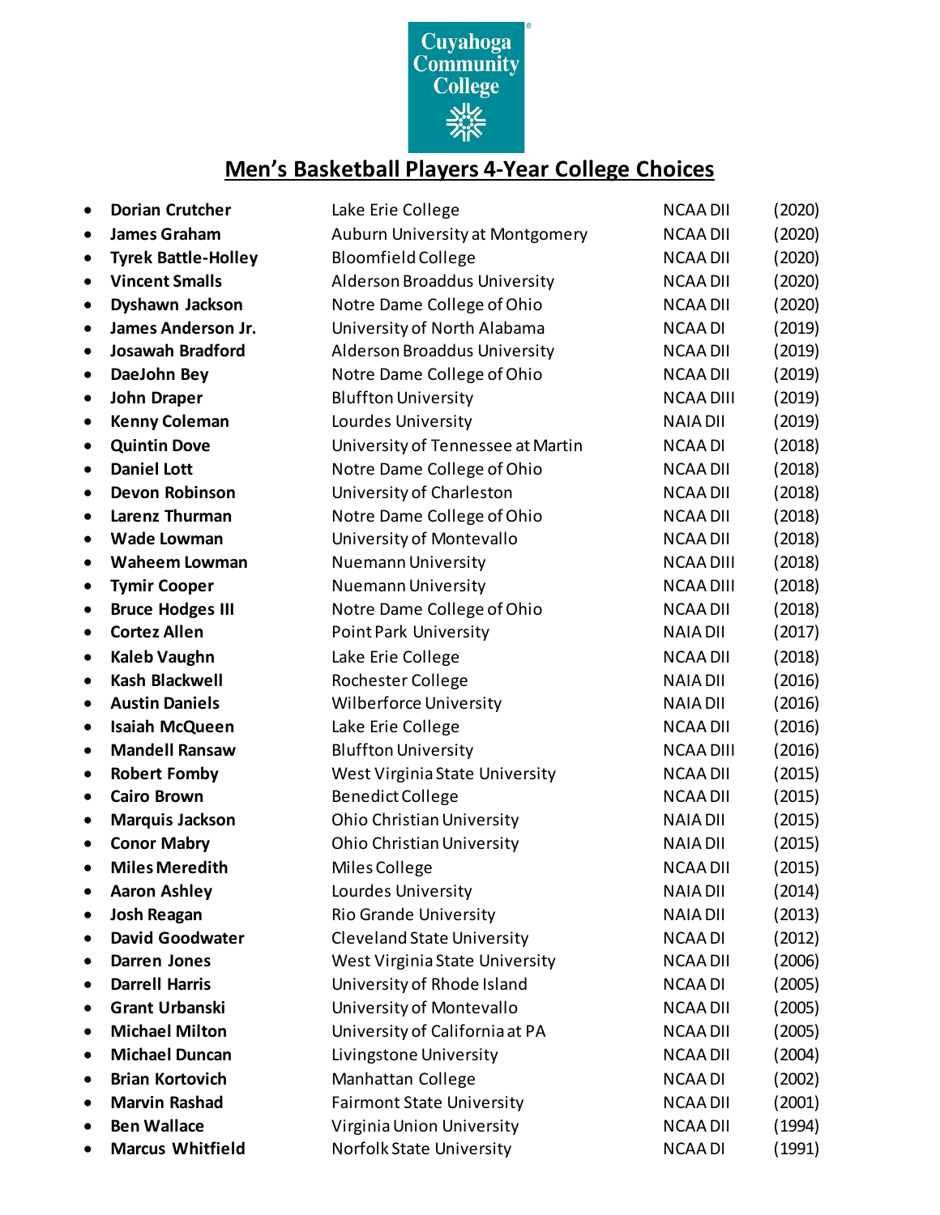Cuyahoga Community College

## Men's Basketball Players 4-Year College Choices

| Player | College | Division | Year |
|---|---|---|---|
| **Dorian Crutcher** | Lake Erie College | NCAA DII | (2020) |
| **James Graham** | Auburn University at Montgomery | NCAA DII | (2020) |
| **Tyrek Battle-Holley** | Bloomfield College | NCAA DII | (2020) |
| **Vincent Smalls** | Alderson Broaddus University | NCAA DII | (2020) |
| **Dyshawn Jackson** | Notre Dame College of Ohio | NCAA DII | (2020) |
| **James Anderson Jr.** | University of North Alabama | NCAA DI | (2019) |
| **Josawah Bradford** | Alderson Broaddus University | NCAA DII | (2019) |
| **DaeJohn Bey** | Notre Dame College of Ohio | NCAA DII | (2019) |
| **John Draper** | Bluffton University | NCAA DIII | (2019) |
| **Kenny Coleman** | Lourdes University | NAIA DII | (2019) |
| **Quintin Dove** | University of Tennessee at Martin | NCAA DI | (2018) |
| **Daniel Lott** | Notre Dame College of Ohio | NCAA DII | (2018) |
| **Devon Robinson** | University of Charleston | NCAA DII | (2018) |
| **Larenz Thurman** | Notre Dame College of Ohio | NCAA DII | (2018) |
| **Wade Lowman** | University of Montevallo | NCAA DII | (2018) |
| **Waheem Lowman** | Nuemann University | NCAA DIII | (2018) |
| **Tymir Cooper** | Nuemann University | NCAA DIII | (2018) |
| **Bruce Hodges III** | Notre Dame College of Ohio | NCAA DII | (2018) |
| **Cortez Allen** | Point Park University | NAIA DII | (2017) |
| **Kaleb Vaughn** | Lake Erie College | NCAA DII | (2018) |
| **Kash Blackwell** | Rochester College | NAIA DII | (2016) |
| **Austin Daniels** | Wilberforce University | NAIA DII | (2016) |
| **Isaiah McQueen** | Lake Erie College | NCAA DII | (2016) |
| **Mandell Ransaw** | Bluffton University | NCAA DIII | (2016) |
| **Robert Fomby** | West Virginia State University | NCAA DII | (2015) |
| **Cairo Brown** | Benedict College | NCAA DII | (2015) |
| **Marquis Jackson** | Ohio Christian University | NAIA DII | (2015) |
| **Conor Mabry** | Ohio Christian University | NAIA DII | (2015) |
| **Miles Meredith** | Miles College | NCAA DII | (2015) |
| **Aaron Ashley** | Lourdes University | NAIA DII | (2014) |
| **Josh Reagan** | Rio Grande University | NAIA DII | (2013) |
| **David Goodwater** | Cleveland State University | NCAA DI | (2012) |
| **Darren Jones** | West Virginia State University | NCAA DII | (2006) |
| **Darrell Harris** | University of Rhode Island | NCAA DI | (2005) |
| **Grant Urbanski** | University of Montevallo | NCAA DII | (2005) |
| **Michael Milton** | University of California at PA | NCAA DII | (2005) |
| **Michael Duncan** | Livingstone University | NCAA DII | (2004) |
| **Brian Kortovich** | Manhattan College | NCAA DI | (2002) |
| **Marvin Rashad** | Fairmont State University | NCAA DII | (2001) |
| **Ben Wallace** | Virginia Union University | NCAA DII | (1994) |
| **Marcus Whitfield** | Norfolk State University | NCAA DI | (1991) |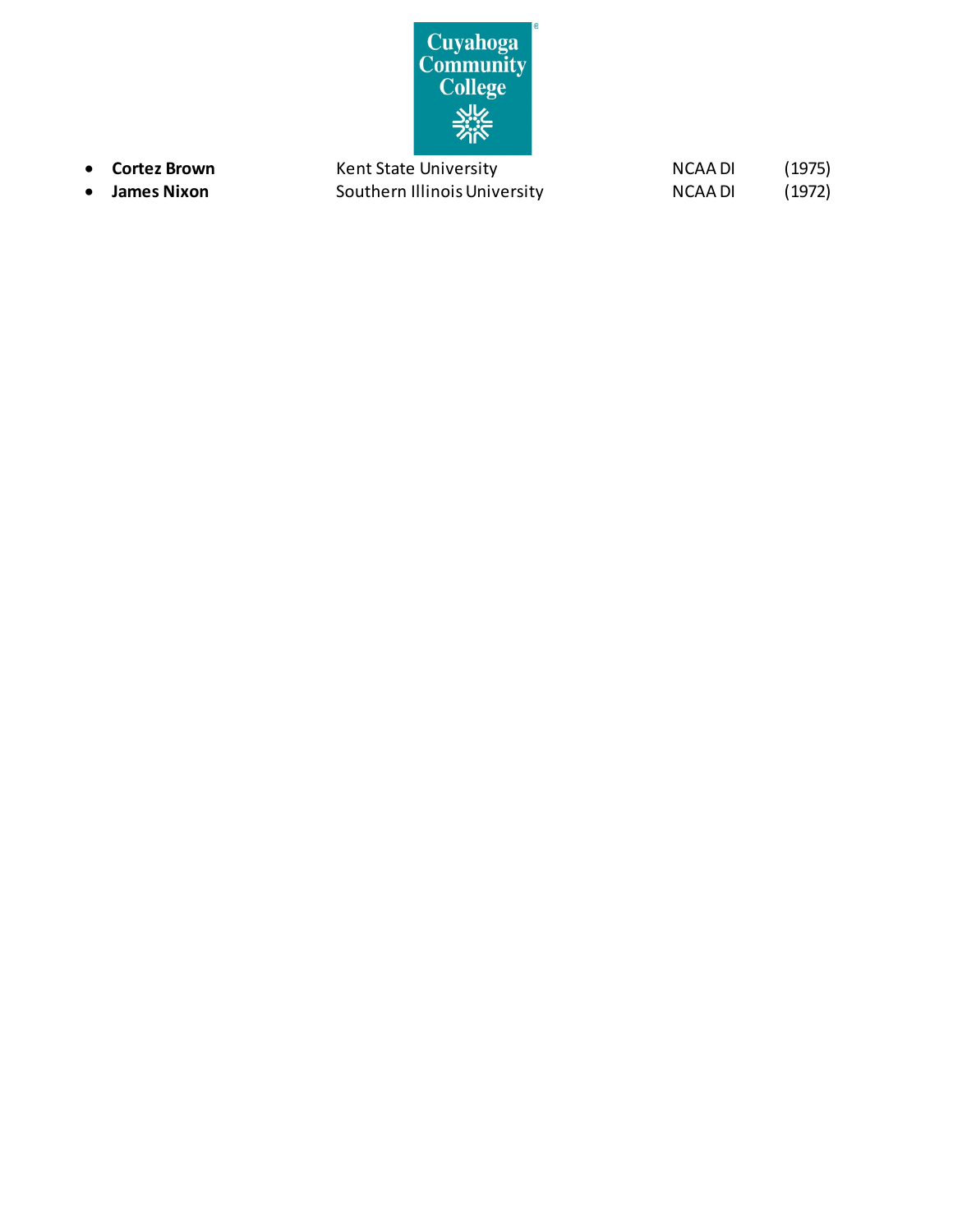- **Cortez Brown** Kent State University NCAA DI (1975)
- **James Nixon** Southern Illinois University NCAA DI (1972)